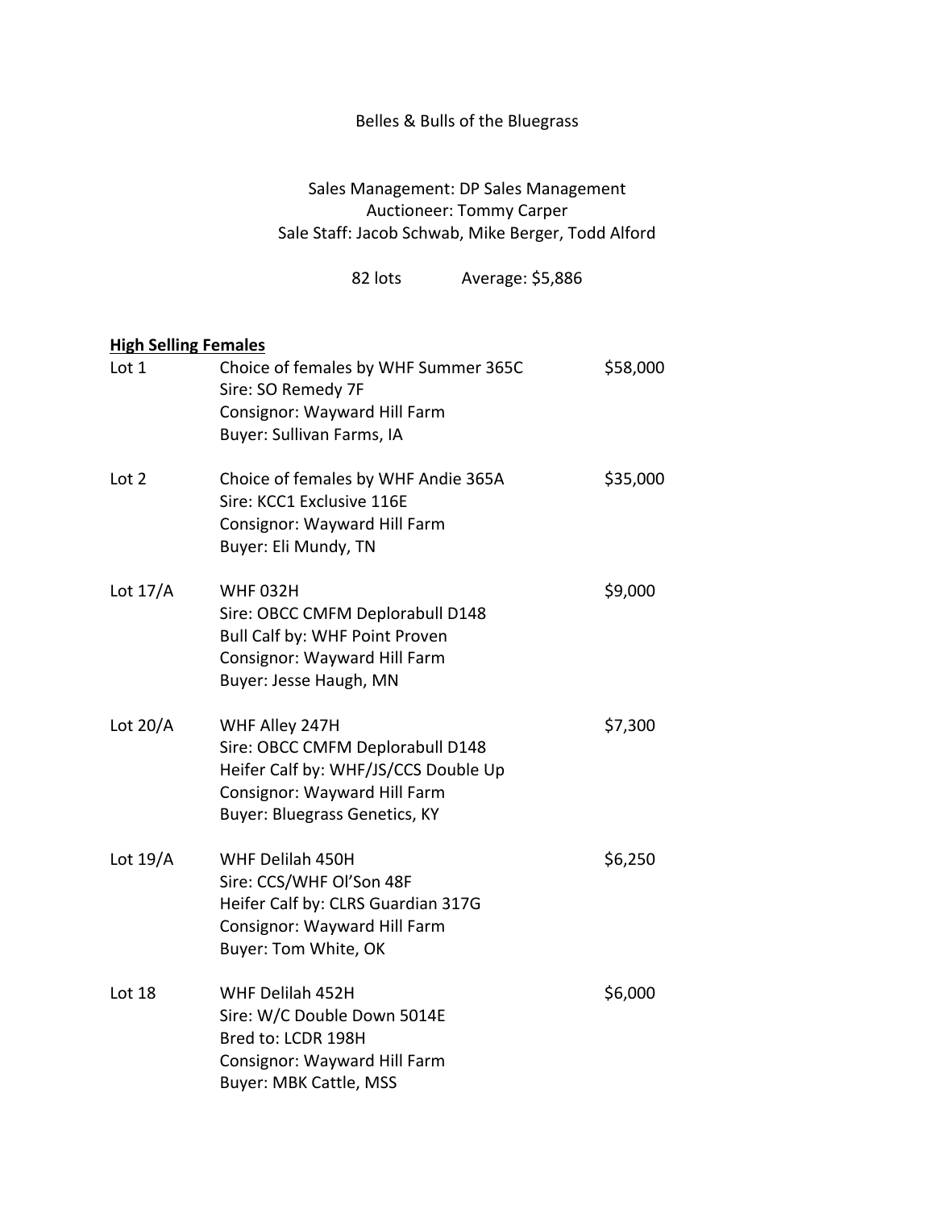# Belles & Bulls of the Bluegrass

Sales Management: DP Sales Management
Auctioneer: Tommy Carper
Sale Staff: Jacob Schwab, Mike Berger, Todd Alford

82 lots     Average: $5,886

**High Selling Females**

Lot 1 — Choice of females by WHF Summer 365C — $58,000
Sire: SO Remedy 7F
Consignor: Wayward Hill Farm
Buyer: Sullivan Farms, IA

Lot 2 — Choice of females by WHF Andie 365A — $35,000
Sire: KCC1 Exclusive 116E
Consignor: Wayward Hill Farm
Buyer: Eli Mundy, TN

Lot 17/A — WHF 032H — $9,000
Sire: OBCC CMFM Deplorabull D148
Bull Calf by: WHF Point Proven
Consignor: Wayward Hill Farm
Buyer: Jesse Haugh, MN

Lot 20/A — WHF Alley 247H — $7,300
Sire: OBCC CMFM Deplorabull D148
Heifer Calf by: WHF/JS/CCS Double Up
Consignor: Wayward Hill Farm
Buyer: Bluegrass Genetics, KY

Lot 19/A — WHF Delilah 450H — $6,250
Sire: CCS/WHF Ol'Son 48F
Heifer Calf by: CLRS Guardian 317G
Consignor: Wayward Hill Farm
Buyer: Tom White, OK

Lot 18 — WHF Delilah 452H — $6,000
Sire: W/C Double Down 5014E
Bred to: LCDR 198H
Consignor: Wayward Hill Farm
Buyer: MBK Cattle, MSS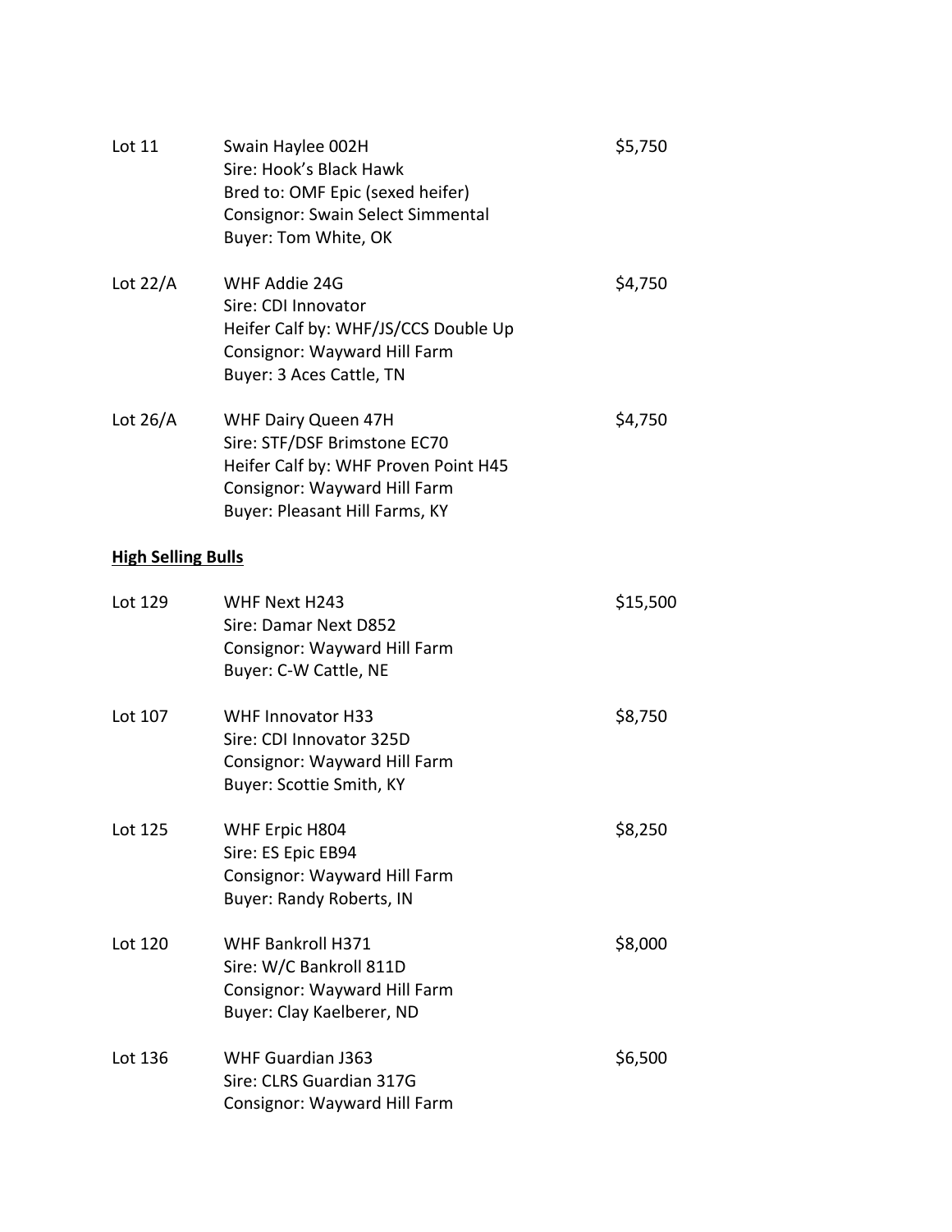Lot 11 Swain Haylee 002H $5,750
Sire: Hook's Black Hawk
Bred to: OMF Epic (sexed heifer)
Consignor: Swain Select Simmental
Buyer: Tom White, OK

Lot 22/A WHF Addie 24G $4,750
Sire: CDI Innovator
Heifer Calf by: WHF/JS/CCS Double Up
Consignor: Wayward Hill Farm
Buyer: 3 Aces Cattle, TN

Lot 26/A WHF Dairy Queen 47H $4,750
Sire: STF/DSF Brimstone EC70
Heifer Calf by: WHF Proven Point H45
Consignor: Wayward Hill Farm
Buyer: Pleasant Hill Farms, KY

**High Selling Bulls**

Lot 129 WHF Next H243 $15,500
Sire: Damar Next D852
Consignor: Wayward Hill Farm
Buyer: C-W Cattle, NE

Lot 107 WHF Innovator H33 $8,750
Sire: CDI Innovator 325D
Consignor: Wayward Hill Farm
Buyer: Scottie Smith, KY

Lot 125 WHF Erpic H804 $8,250
Sire: ES Epic EB94
Consignor: Wayward Hill Farm
Buyer: Randy Roberts, IN

Lot 120 WHF Bankroll H371 $8,000
Sire: W/C Bankroll 811D
Consignor: Wayward Hill Farm
Buyer: Clay Kaelberer, ND

Lot 136 WHF Guardian J363 $6,500
Sire: CLRS Guardian 317G
Consignor: Wayward Hill Farm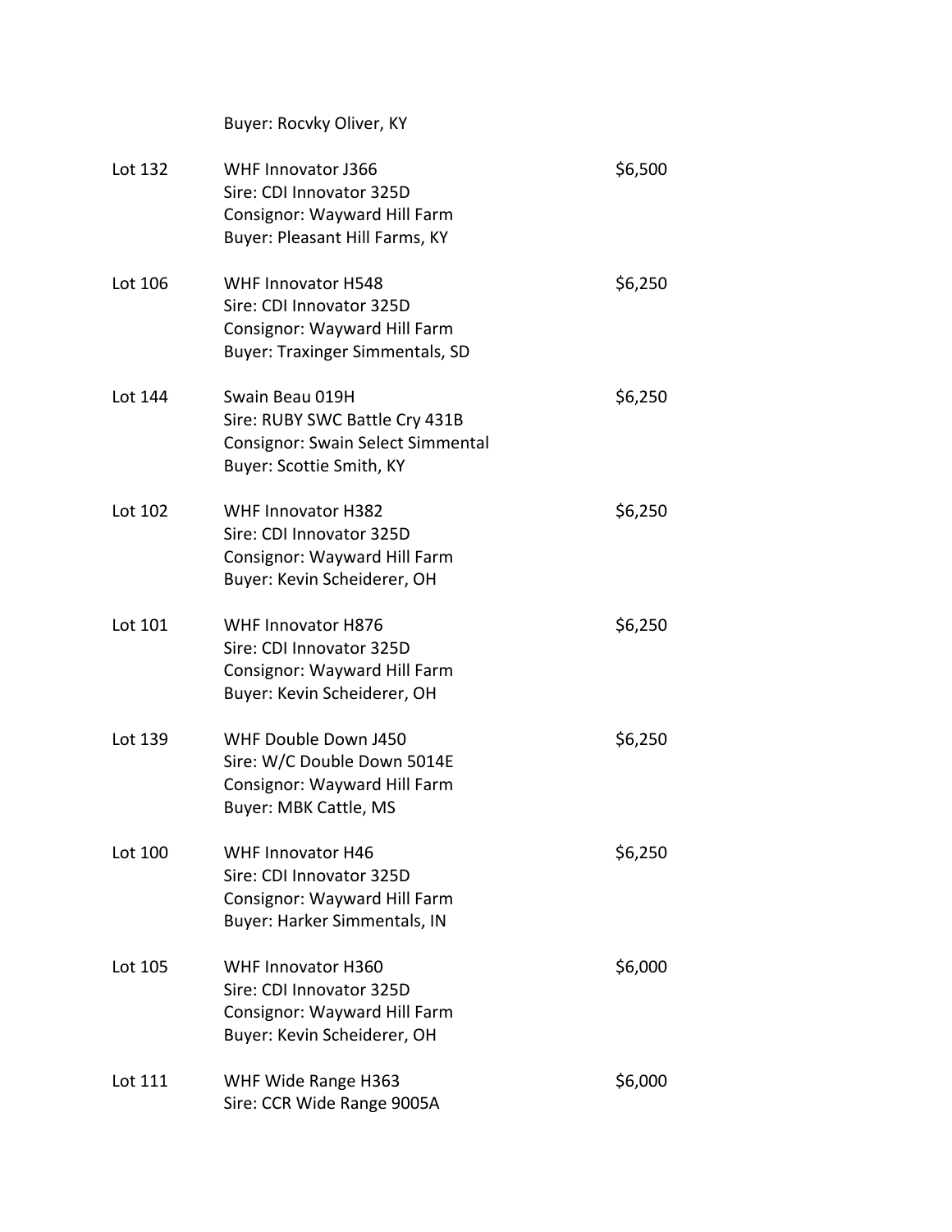Buyer: Rocvky Oliver, KY

| Lot | Details | Price |
|---|---|---|
| Lot 132 | WHF Innovator J366<br>Sire: CDI Innovator 325D<br>Consignor: Wayward Hill Farm<br>Buyer: Pleasant Hill Farms, KY | $6,500 |
| Lot 106 | WHF Innovator H548<br>Sire: CDI Innovator 325D<br>Consignor: Wayward Hill Farm<br>Buyer: Traxinger Simmentals, SD | $6,250 |
| Lot 144 | Swain Beau 019H<br>Sire: RUBY SWC Battle Cry 431B<br>Consignor: Swain Select Simmental<br>Buyer: Scottie Smith, KY | $6,250 |
| Lot 102 | WHF Innovator H382<br>Sire: CDI Innovator 325D<br>Consignor: Wayward Hill Farm<br>Buyer: Kevin Scheiderer, OH | $6,250 |
| Lot 101 | WHF Innovator H876<br>Sire: CDI Innovator 325D<br>Consignor: Wayward Hill Farm<br>Buyer: Kevin Scheiderer, OH | $6,250 |
| Lot 139 | WHF Double Down J450<br>Sire: W/C Double Down 5014E<br>Consignor: Wayward Hill Farm<br>Buyer: MBK Cattle, MS | $6,250 |
| Lot 100 | WHF Innovator H46<br>Sire: CDI Innovator 325D<br>Consignor: Wayward Hill Farm<br>Buyer: Harker Simmentals, IN | $6,250 |
| Lot 105 | WHF Innovator H360<br>Sire: CDI Innovator 325D<br>Consignor: Wayward Hill Farm<br>Buyer: Kevin Scheiderer, OH | $6,000 |
| Lot 111 | WHF Wide Range H363<br>Sire: CCR Wide Range 9005A | $6,000 |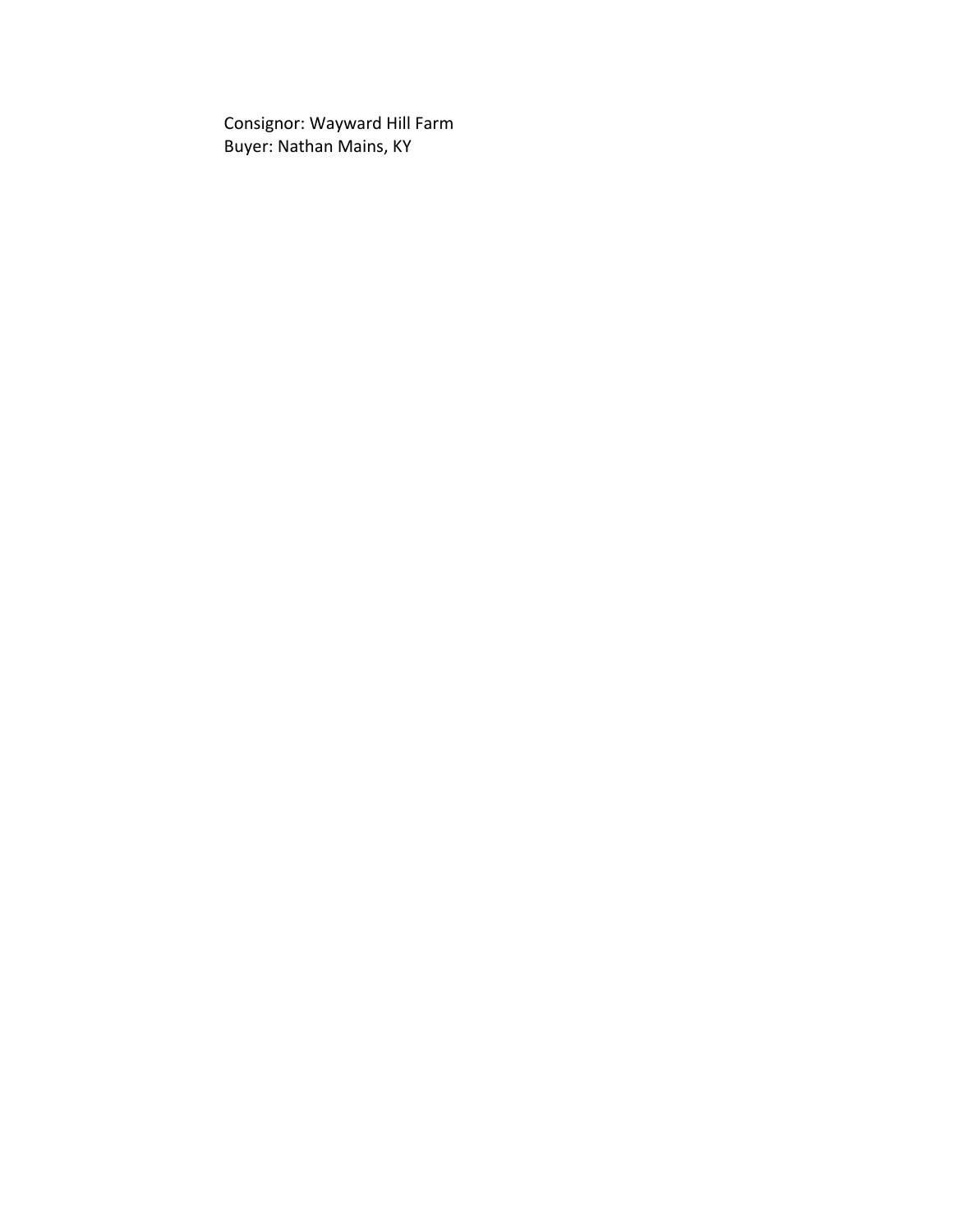Consignor: Wayward Hill Farm
Buyer: Nathan Mains, KY